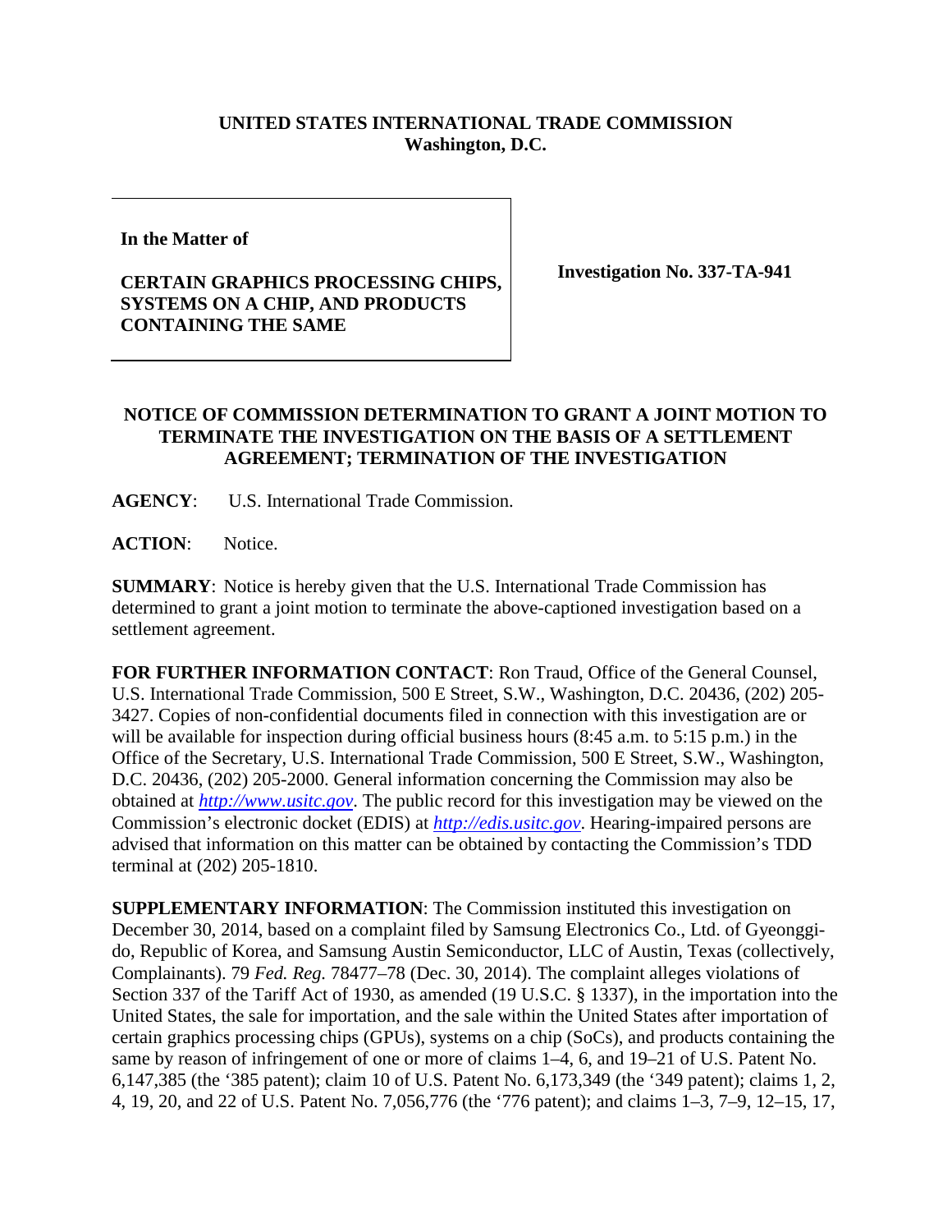**UNITED STATES INTERNATIONAL TRADE COMMISSION**
**Washington, D.C.**

| | |
|---|---|
| **In the Matter of**<br><br>**CERTAIN GRAPHICS PROCESSING CHIPS, SYSTEMS ON A CHIP, AND PRODUCTS CONTAINING THE SAME** | **Investigation No. 337-TA-941** |

## NOTICE OF COMMISSION DETERMINATION TO GRANT A JOINT MOTION TO TERMINATE THE INVESTIGATION ON THE BASIS OF A SETTLEMENT AGREEMENT; TERMINATION OF THE INVESTIGATION

**AGENCY**: U.S. International Trade Commission.

**ACTION**: Notice.

**SUMMARY**: Notice is hereby given that the U.S. International Trade Commission has determined to grant a joint motion to terminate the above-captioned investigation based on a settlement agreement.

**FOR FURTHER INFORMATION CONTACT**: Ron Traud, Office of the General Counsel, U.S. International Trade Commission, 500 E Street, S.W., Washington, D.C. 20436, (202) 205-3427. Copies of non-confidential documents filed in connection with this investigation are or will be available for inspection during official business hours (8:45 a.m. to 5:15 p.m.) in the Office of the Secretary, U.S. International Trade Commission, 500 E Street, S.W., Washington, D.C. 20436, (202) 205-2000. General information concerning the Commission may also be obtained at *http://www.usitc.gov*. The public record for this investigation may be viewed on the Commission's electronic docket (EDIS) at *http://edis.usitc.gov*. Hearing-impaired persons are advised that information on this matter can be obtained by contacting the Commission's TDD terminal at (202) 205-1810.

**SUPPLEMENTARY INFORMATION**: The Commission instituted this investigation on December 30, 2014, based on a complaint filed by Samsung Electronics Co., Ltd. of Gyeonggi-do, Republic of Korea, and Samsung Austin Semiconductor, LLC of Austin, Texas (collectively, Complainants). 79 *Fed. Reg.* 78477–78 (Dec. 30, 2014). The complaint alleges violations of Section 337 of the Tariff Act of 1930, as amended (19 U.S.C. § 1337), in the importation into the United States, the sale for importation, and the sale within the United States after importation of certain graphics processing chips (GPUs), systems on a chip (SoCs), and products containing the same by reason of infringement of one or more of claims 1–4, 6, and 19–21 of U.S. Patent No. 6,147,385 (the '385 patent); claim 10 of U.S. Patent No. 6,173,349 (the '349 patent); claims 1, 2, 4, 19, 20, and 22 of U.S. Patent No. 7,056,776 (the '776 patent); and claims 1–3, 7–9, 12–15, 17,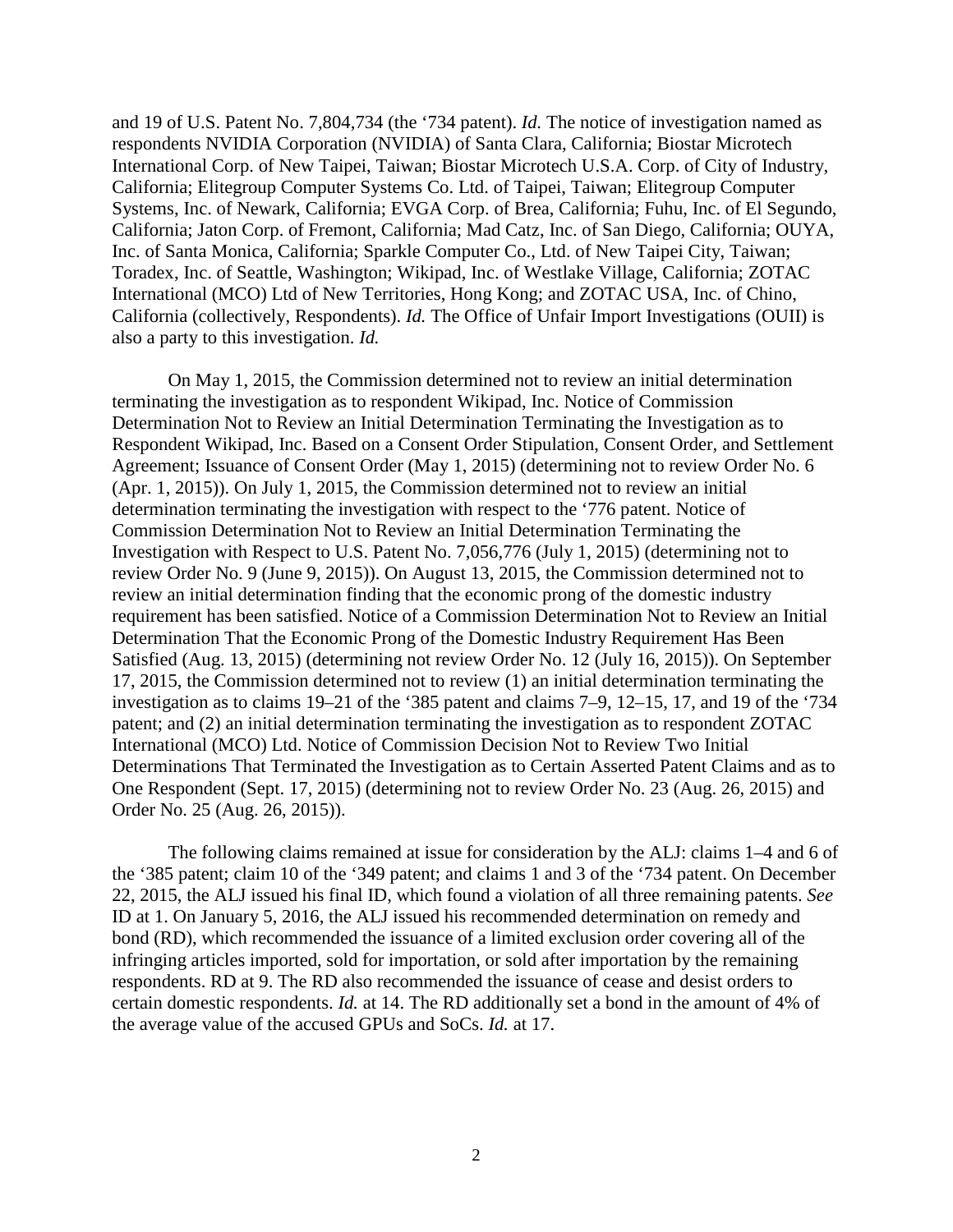and 19 of U.S. Patent No. 7,804,734 (the '734 patent). *Id.* The notice of investigation named as respondents NVIDIA Corporation (NVIDIA) of Santa Clara, California; Biostar Microtech International Corp. of New Taipei, Taiwan; Biostar Microtech U.S.A. Corp. of City of Industry, California; Elitegroup Computer Systems Co. Ltd. of Taipei, Taiwan; Elitegroup Computer Systems, Inc. of Newark, California; EVGA Corp. of Brea, California; Fuhu, Inc. of El Segundo, California; Jaton Corp. of Fremont, California; Mad Catz, Inc. of San Diego, California; OUYA, Inc. of Santa Monica, California; Sparkle Computer Co., Ltd. of New Taipei City, Taiwan; Toradex, Inc. of Seattle, Washington; Wikipad, Inc. of Westlake Village, California; ZOTAC International (MCO) Ltd of New Territories, Hong Kong; and ZOTAC USA, Inc. of Chino, California (collectively, Respondents). *Id.* The Office of Unfair Import Investigations (OUII) is also a party to this investigation. *Id.*

On May 1, 2015, the Commission determined not to review an initial determination terminating the investigation as to respondent Wikipad, Inc. Notice of Commission Determination Not to Review an Initial Determination Terminating the Investigation as to Respondent Wikipad, Inc. Based on a Consent Order Stipulation, Consent Order, and Settlement Agreement; Issuance of Consent Order (May 1, 2015) (determining not to review Order No. 6 (Apr. 1, 2015)). On July 1, 2015, the Commission determined not to review an initial determination terminating the investigation with respect to the '776 patent. Notice of Commission Determination Not to Review an Initial Determination Terminating the Investigation with Respect to U.S. Patent No. 7,056,776 (July 1, 2015) (determining not to review Order No. 9 (June 9, 2015)). On August 13, 2015, the Commission determined not to review an initial determination finding that the economic prong of the domestic industry requirement has been satisfied. Notice of a Commission Determination Not to Review an Initial Determination That the Economic Prong of the Domestic Industry Requirement Has Been Satisfied (Aug. 13, 2015) (determining not review Order No. 12 (July 16, 2015)). On September 17, 2015, the Commission determined not to review (1) an initial determination terminating the investigation as to claims 19–21 of the '385 patent and claims 7–9, 12–15, 17, and 19 of the '734 patent; and (2) an initial determination terminating the investigation as to respondent ZOTAC International (MCO) Ltd. Notice of Commission Decision Not to Review Two Initial Determinations That Terminated the Investigation as to Certain Asserted Patent Claims and as to One Respondent (Sept. 17, 2015) (determining not to review Order No. 23 (Aug. 26, 2015) and Order No. 25 (Aug. 26, 2015)).

The following claims remained at issue for consideration by the ALJ: claims 1–4 and 6 of the '385 patent; claim 10 of the '349 patent; and claims 1 and 3 of the '734 patent. On December 22, 2015, the ALJ issued his final ID, which found a violation of all three remaining patents. *See* ID at 1. On January 5, 2016, the ALJ issued his recommended determination on remedy and bond (RD), which recommended the issuance of a limited exclusion order covering all of the infringing articles imported, sold for importation, or sold after importation by the remaining respondents. RD at 9. The RD also recommended the issuance of cease and desist orders to certain domestic respondents. *Id.* at 14. The RD additionally set a bond in the amount of 4% of the average value of the accused GPUs and SoCs. *Id.* at 17.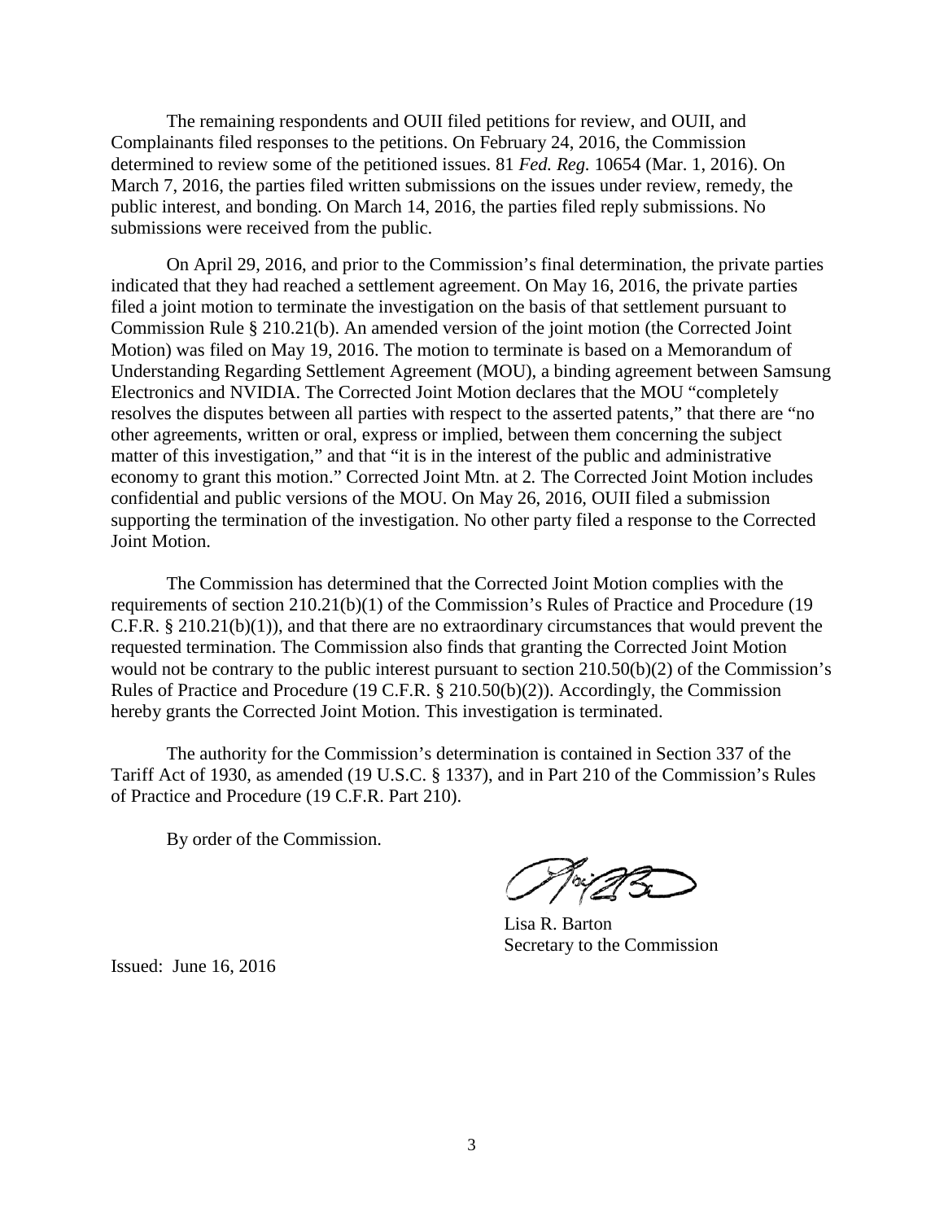The remaining respondents and OUII filed petitions for review, and OUII, and Complainants filed responses to the petitions. On February 24, 2016, the Commission determined to review some of the petitioned issues. 81 *Fed. Reg.* 10654 (Mar. 1, 2016). On March 7, 2016, the parties filed written submissions on the issues under review, remedy, the public interest, and bonding. On March 14, 2016, the parties filed reply submissions. No submissions were received from the public.

On April 29, 2016, and prior to the Commission's final determination, the private parties indicated that they had reached a settlement agreement. On May 16, 2016, the private parties filed a joint motion to terminate the investigation on the basis of that settlement pursuant to Commission Rule § 210.21(b). An amended version of the joint motion (the Corrected Joint Motion) was filed on May 19, 2016. The motion to terminate is based on a Memorandum of Understanding Regarding Settlement Agreement (MOU), a binding agreement between Samsung Electronics and NVIDIA. The Corrected Joint Motion declares that the MOU "completely resolves the disputes between all parties with respect to the asserted patents," that there are "no other agreements, written or oral, express or implied, between them concerning the subject matter of this investigation," and that "it is in the interest of the public and administrative economy to grant this motion." Corrected Joint Mtn. at 2. The Corrected Joint Motion includes confidential and public versions of the MOU. On May 26, 2016, OUII filed a submission supporting the termination of the investigation. No other party filed a response to the Corrected Joint Motion.

The Commission has determined that the Corrected Joint Motion complies with the requirements of section 210.21(b)(1) of the Commission's Rules of Practice and Procedure (19 C.F.R. § 210.21(b)(1)), and that there are no extraordinary circumstances that would prevent the requested termination. The Commission also finds that granting the Corrected Joint Motion would not be contrary to the public interest pursuant to section 210.50(b)(2) of the Commission's Rules of Practice and Procedure (19 C.F.R. § 210.50(b)(2)). Accordingly, the Commission hereby grants the Corrected Joint Motion. This investigation is terminated.

The authority for the Commission's determination is contained in Section 337 of the Tariff Act of 1930, as amended (19 U.S.C. § 1337), and in Part 210 of the Commission's Rules of Practice and Procedure (19 C.F.R. Part 210).

By order of the Commission.

Lisa R. Barton
Secretary to the Commission

Issued: June 16, 2016